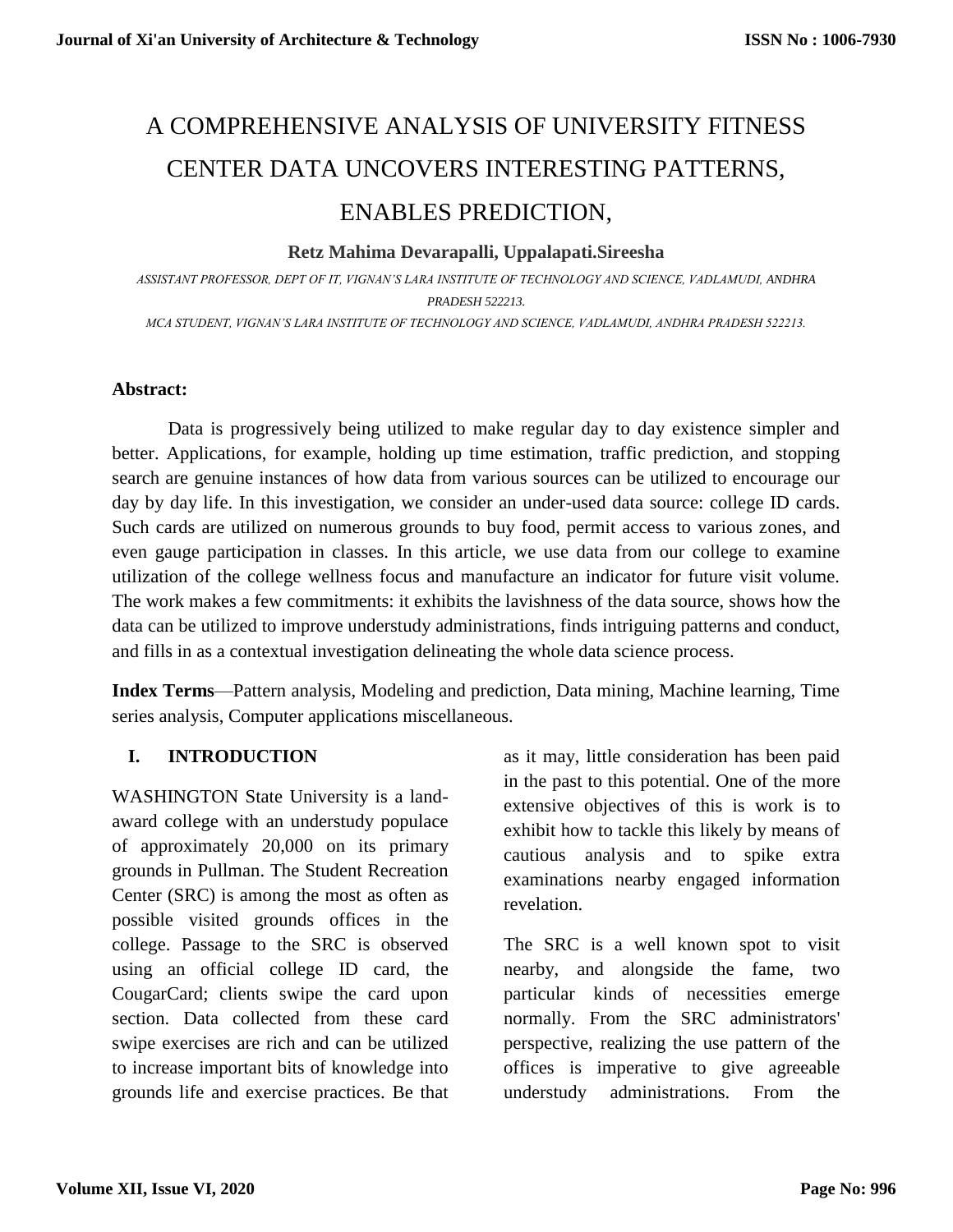# A COMPREHENSIVE ANALYSIS OF UNIVERSITY FITNESS CENTER DATA UNCOVERS INTERESTING PATTERNS, ENABLES PREDICTION,

**Retz Mahima Devarapalli, Uppalapati.Sireesha**

*ASSISTANT PROFESSOR, DEPT OF IT, VIGNAN'S LARA INSTITUTE OF TECHNOLOGY AND SCIENCE, VADLAMUDI, ANDHRA PRADESH 522213.*

*MCA STUDENT, VIGNAN'S LARA INSTITUTE OF TECHNOLOGY AND SCIENCE, VADLAMUDI, ANDHRA PRADESH 522213.*

**Abstract:**

Data is progressively being utilized to make regular day to day existence simpler and better. Applications, for example, holding up time estimation, traffic prediction, and stopping search are genuine instances of how data from various sources can be utilized to encourage our day by day life. In this investigation, we consider an under-used data source: college ID cards. Such cards are utilized on numerous grounds to buy food, permit access to various zones, and even gauge participation in classes. In this article, we use data from our college to examine utilization of the college wellness focus and manufacture an indicator for future visit volume. The work makes a few commitments: it exhibits the lavishness of the data source, shows how the data can be utilized to improve understudy administrations, finds intriguing patterns and conduct, and fills in as a contextual investigation delineating the whole data science process.

**Index Terms**—Pattern analysis, Modeling and prediction, Data mining, Machine learning, Time series analysis, Computer applications miscellaneous.

## I. INTRODUCTION

WASHINGTON State University is a land-award college with an understudy populace of approximately 20,000 on its primary grounds in Pullman. The Student Recreation Center (SRC) is among the most as often as possible visited grounds offices in the college. Passage to the SRC is observed using an official college ID card, the CougarCard; clients swipe the card upon section. Data collected from these card swipe exercises are rich and can be utilized to increase important bits of knowledge into grounds life and exercise practices. Be that as it may, little consideration has been paid in the past to this potential. One of the more extensive objectives of this is work is to exhibit how to tackle this likely by means of cautious analysis and to spike extra examinations nearby engaged information revelation.

The SRC is a well known spot to visit nearby, and alongside the fame, two particular kinds of necessities emerge normally. From the SRC administrators' perspective, realizing the use pattern of the offices is imperative to give agreeable understudy administrations. From the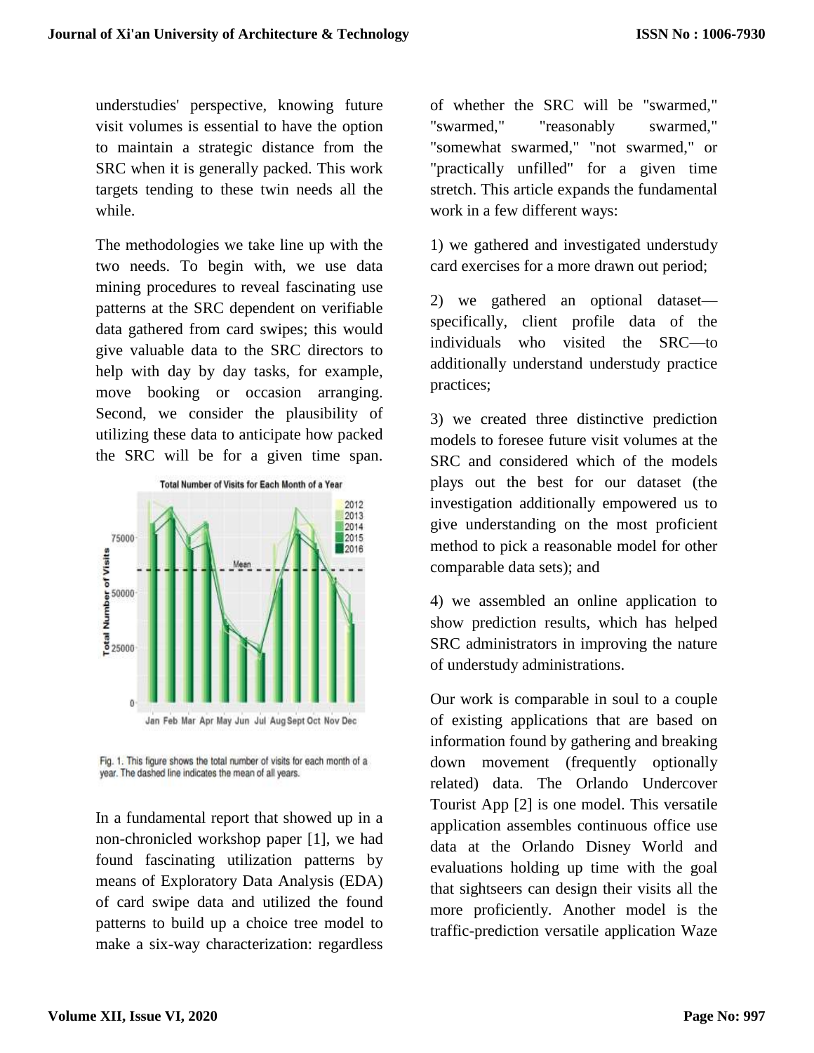understudies' perspective, knowing future visit volumes is essential to have the option to maintain a strategic distance from the SRC when it is generally packed. This work targets tending to these twin needs all the while.

The methodologies we take line up with the two needs. To begin with, we use data mining procedures to reveal fascinating use patterns at the SRC dependent on verifiable data gathered from card swipes; this would give valuable data to the SRC directors to help with day by day tasks, for example, move booking or occasion arranging. Second, we consider the plausibility of utilizing these data to anticipate how packed the SRC will be for a given time span.

Fig. 1. This figure shows the total number of visits for each month of a year. The dashed line indicates the mean of all years.

In a fundamental report that showed up in a non-chronicled workshop paper [1], we had found fascinating utilization patterns by means of Exploratory Data Analysis (EDA) of card swipe data and utilized the found patterns to build up a choice tree model to make a six-way characterization: regardless of whether the SRC will be "swarmed," "swarmed," "reasonably swarmed," "somewhat swarmed," "not swarmed," or "practically unfilled" for a given time stretch. This article expands the fundamental work in a few different ways:

1) we gathered and investigated understudy card exercises for a more drawn out period;

2) we gathered an optional dataset—specifically, client profile data of the individuals who visited the SRC—to additionally understand understudy practice practices;

3) we created three distinctive prediction models to foresee future visit volumes at the SRC and considered which of the models plays out the best for our dataset (the investigation additionally empowered us to give understanding on the most proficient method to pick a reasonable model for other comparable data sets); and

4) we assembled an online application to show prediction results, which has helped SRC administrators in improving the nature of understudy administrations.

Our work is comparable in soul to a couple of existing applications that are based on information found by gathering and breaking down movement (frequently optionally related) data. The Orlando Undercover Tourist App [2] is one model. This versatile application assembles continuous office use data at the Orlando Disney World and evaluations holding up time with the goal that sightseers can design their visits all the more proficiently. Another model is the traffic-prediction versatile application Waze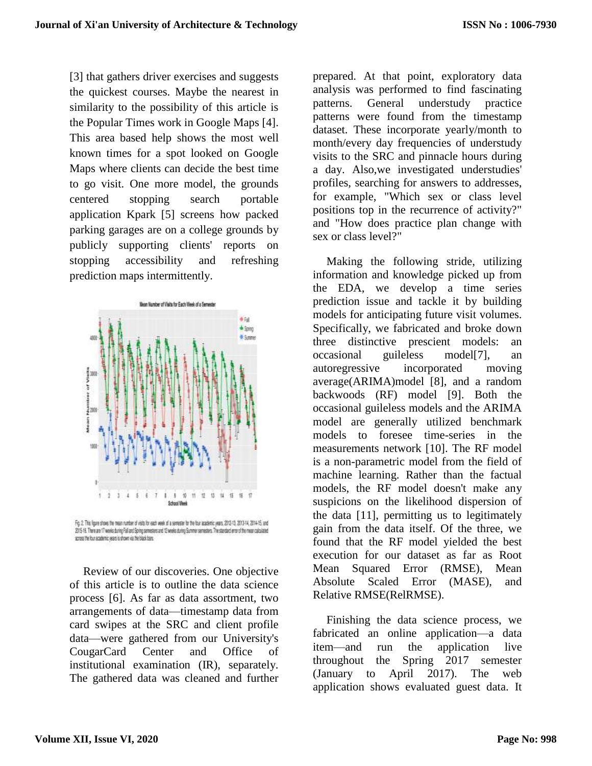[3] that gathers driver exercises and suggests the quickest courses. Maybe the nearest in similarity to the possibility of this article is the Popular Times work in Google Maps [4]. This area based help shows the most well known times for a spot looked on Google Maps where clients can decide the best time to go visit. One more model, the grounds centered stopping search portable application Kpark [5] screens how packed parking garages are on a college grounds by publicly supporting clients' reports on stopping accessibility and refreshing prediction maps intermittently.

Fig. 2. This figure shows the mean number of visits for each week of a semester for the four academic years, 2012-13, 2013-14, 2014-15, and 2015-16. There are 17 weeks during Fall and Spring semesters and 12 weeks during Summer semesters. The standard error of the mean calculated across the four academic years is shown via the black bars.

Review of our discoveries. One objective of this article is to outline the data science process [6]. As far as data assortment, two arrangements of data—timestamp data from card swipes at the SRC and client profile data—were gathered from our University's CougarCard Center and Office of institutional examination (IR), separately. The gathered data was cleaned and further prepared. At that point, exploratory data analysis was performed to find fascinating patterns. General understudy practice patterns were found from the timestamp dataset. These incorporate yearly/month to month/every day frequencies of understudy visits to the SRC and pinnacle hours during a day. Also,we investigated understudies' profiles, searching for answers to addresses, for example, "Which sex or class level positions top in the recurrence of activity?" and "How does practice plan change with sex or class level?"

Making the following stride, utilizing information and knowledge picked up from the EDA, we develop a time series prediction issue and tackle it by building models for anticipating future visit volumes. Specifically, we fabricated and broke down three distinctive prescient models: an occasional guileless model[7], an autoregressive incorporated moving average(ARIMA)model [8], and a random backwoods (RF) model [9]. Both the occasional guileless models and the ARIMA model are generally utilized benchmark models to foresee time-series in the measurements network [10]. The RF model is a non-parametric model from the field of machine learning. Rather than the factual models, the RF model doesn't make any suspicions on the likelihood dispersion of the data [11], permitting us to legitimately gain from the data itself. Of the three, we found that the RF model yielded the best execution for our dataset as far as Root Mean Squared Error (RMSE), Mean Absolute Scaled Error (MASE), and Relative RMSE(RelRMSE).

Finishing the data science process, we fabricated an online application—a data item—and run the application live throughout the Spring 2017 semester (January to April 2017). The web application shows evaluated guest data. It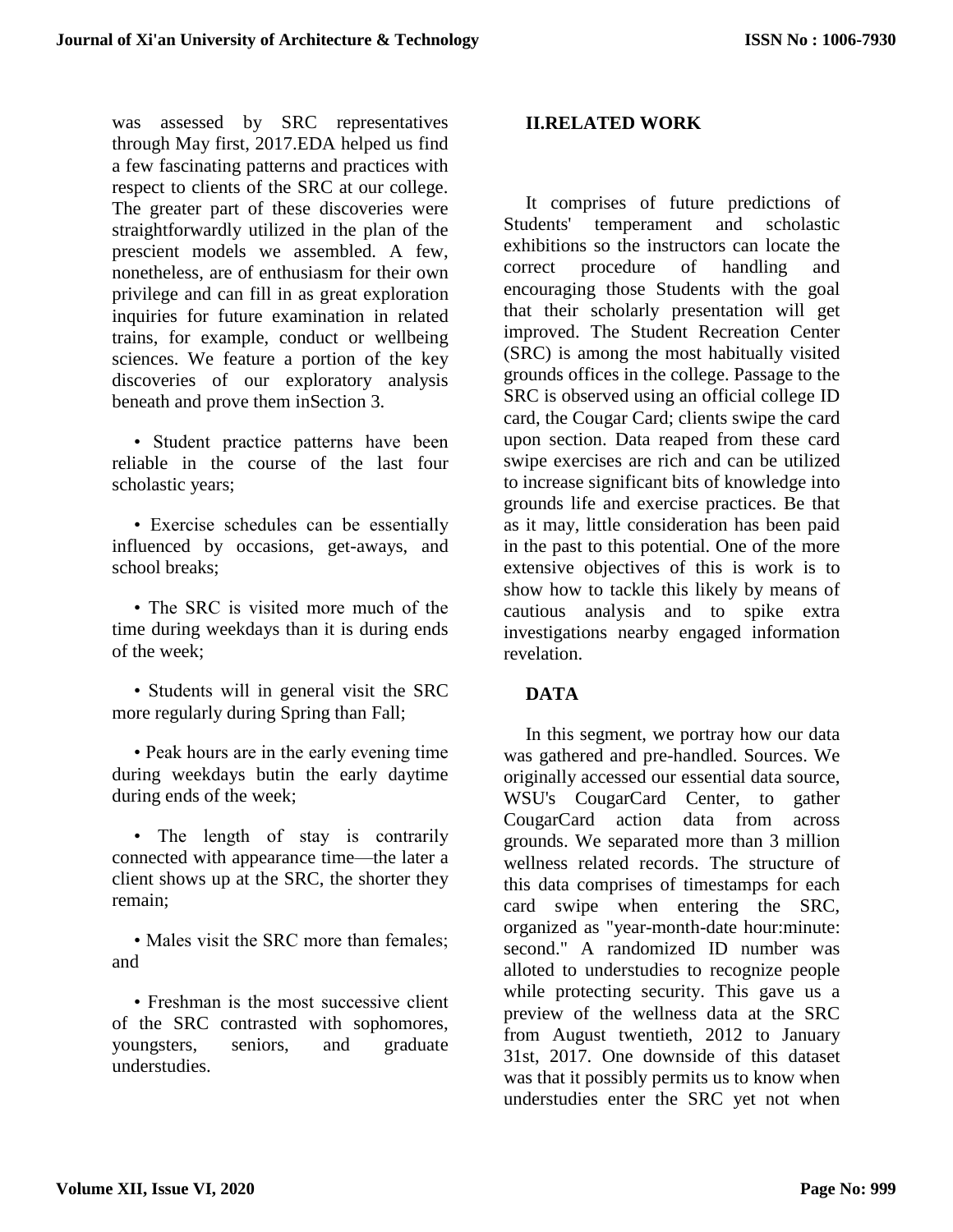was assessed by SRC representatives through May first, 2017.EDA helped us find a few fascinating patterns and practices with respect to clients of the SRC at our college. The greater part of these discoveries were straightforwardly utilized in the plan of the prescient models we assembled. A few, nonetheless, are of enthusiasm for their own privilege and can fill in as great exploration inquiries for future examination in related trains, for example, conduct or wellbeing sciences. We feature a portion of the key discoveries of our exploratory analysis beneath and prove them inSection 3.

- Student practice patterns have been reliable in the course of the last four scholastic years;
- Exercise schedules can be essentially influenced by occasions, get-aways, and school breaks;
- The SRC is visited more much of the time during weekdays than it is during ends of the week;
- Students will in general visit the SRC more regularly during Spring than Fall;
- Peak hours are in the early evening time during weekdays butin the early daytime during ends of the week;
- The length of stay is contrarily connected with appearance time—the later a client shows up at the SRC, the shorter they remain;
- Males visit the SRC more than females; and
- Freshman is the most successive client of the SRC contrasted with sophomores, youngsters, seniors, and graduate understudies.

## II.RELATED WORK

It comprises of future predictions of Students' temperament and scholastic exhibitions so the instructors can locate the correct procedure of handling and encouraging those Students with the goal that their scholarly presentation will get improved. The Student Recreation Center (SRC) is among the most habitually visited grounds offices in the college. Passage to the SRC is observed using an official college ID card, the Cougar Card; clients swipe the card upon section. Data reaped from these card swipe exercises are rich and can be utilized to increase significant bits of knowledge into grounds life and exercise practices. Be that as it may, little consideration has been paid in the past to this potential. One of the more extensive objectives of this is work is to show how to tackle this likely by means of cautious analysis and to spike extra investigations nearby engaged information revelation.

## DATA

In this segment, we portray how our data was gathered and pre-handled. Sources. We originally accessed our essential data source, WSU's CougarCard Center, to gather CougarCard action data from across grounds. We separated more than 3 million wellness related records. The structure of this data comprises of timestamps for each card swipe when entering the SRC, organized as "year-month-date hour:minute: second." A randomized ID number was alloted to understudies to recognize people while protecting security. This gave us a preview of the wellness data at the SRC from August twentieth, 2012 to January 31st, 2017. One downside of this dataset was that it possibly permits us to know when understudies enter the SRC yet not when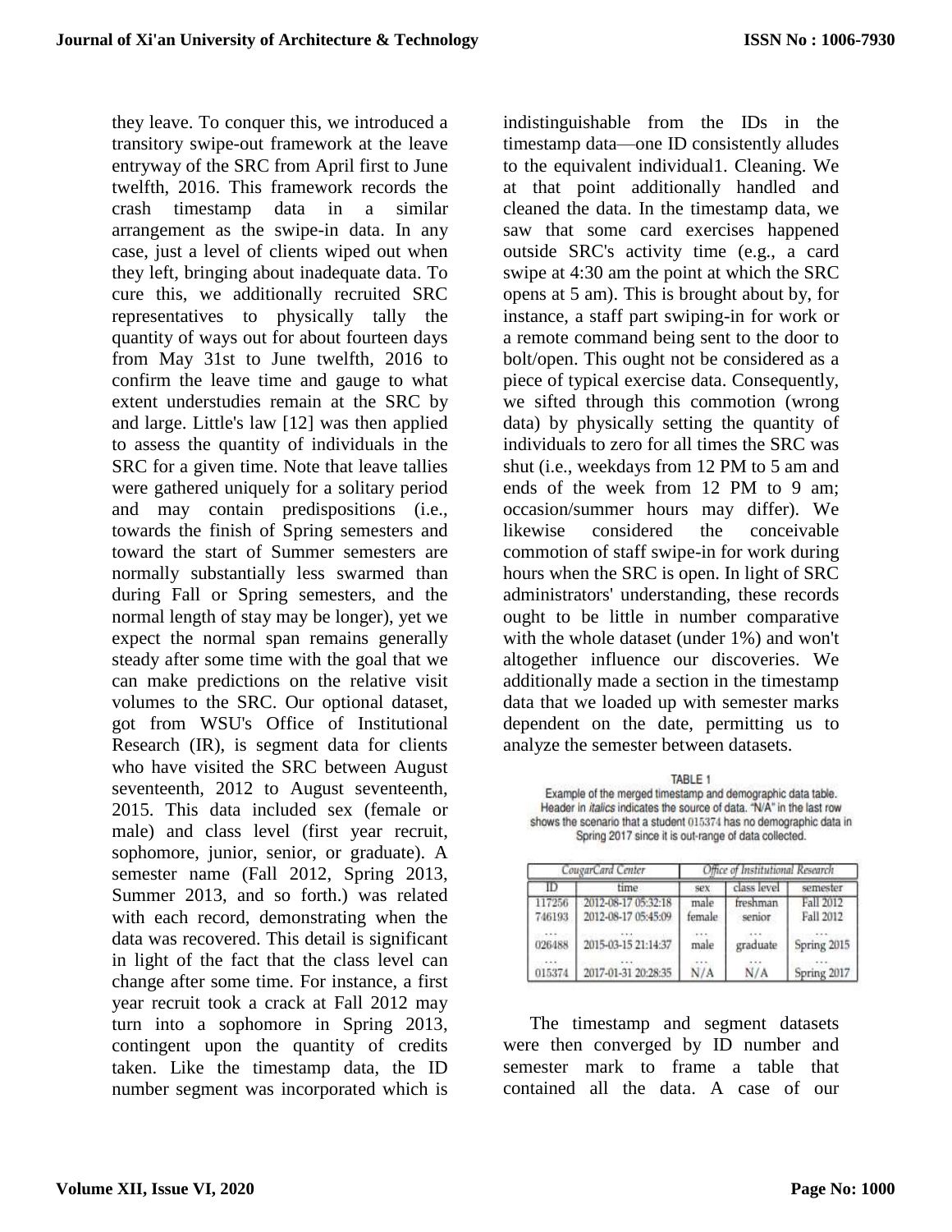they leave. To conquer this, we introduced a transitory swipe-out framework at the leave entryway of the SRC from April first to June twelfth, 2016. This framework records the crash timestamp data in a similar arrangement as the swipe-in data. In any case, just a level of clients wiped out when they left, bringing about inadequate data. To cure this, we additionally recruited SRC representatives to physically tally the quantity of ways out for about fourteen days from May 31st to June twelfth, 2016 to confirm the leave time and gauge to what extent understudies remain at the SRC by and large. Little's law [12] was then applied to assess the quantity of individuals in the SRC for a given time. Note that leave tallies were gathered uniquely for a solitary period and may contain predispositions (i.e., towards the finish of Spring semesters and toward the start of Summer semesters are normally substantially less swarmed than during Fall or Spring semesters, and the normal length of stay may be longer), yet we expect the normal span remains generally steady after some time with the goal that we can make predictions on the relative visit volumes to the SRC. Our optional dataset, got from WSU's Office of Institutional Research (IR), is segment data for clients who have visited the SRC between August seventeenth, 2012 to August seventeenth, 2015. This data included sex (female or male) and class level (first year recruit, sophomore, junior, senior, or graduate). A semester name (Fall 2012, Spring 2013, Summer 2013, and so forth.) was related with each record, demonstrating when the data was recovered. This detail is significant in light of the fact that the class level can change after some time. For instance, a first year recruit took a crack at Fall 2012 may turn into a sophomore in Spring 2013, contingent upon the quantity of credits taken. Like the timestamp data, the ID number segment was incorporated which is indistinguishable from the IDs in the timestamp data—one ID consistently alludes to the equivalent individual1. Cleaning. We at that point additionally handled and cleaned the data. In the timestamp data, we saw that some card exercises happened outside SRC's activity time (e.g., a card swipe at 4:30 am the point at which the SRC opens at 5 am). This is brought about by, for instance, a staff part swiping-in for work or a remote command being sent to the door to bolt/open. This ought not be considered as a piece of typical exercise data. Consequently, we sifted through this commotion (wrong data) by physically setting the quantity of individuals to zero for all times the SRC was shut (i.e., weekdays from 12 PM to 5 am and ends of the week from 12 PM to 9 am; occasion/summer hours may differ). We likewise considered the conceivable commotion of staff swipe-in for work during hours when the SRC is open. In light of SRC administrators' understanding, these records ought to be little in number comparative with the whole dataset (under 1%) and won't altogether influence our discoveries. We additionally made a section in the timestamp data that we loaded up with semester marks dependent on the date, permitting us to analyze the semester between datasets.

TABLE 1
Example of the merged timestamp and demographic data table. Header in *italics* indicates the source of data. "N/A" in the last row shows the scenario that a student 015374 has no demographic data in Spring 2017 since it is out-range of data collected.

| *CougarCard Center* | | *Office of Institutional Research* | | |
|---|---|---|---|---|
| ID | time | sex | class level | semester |
| 117256 | 2012-08-17 05:32:18 | male | freshman | Fall 2012 |
| 746193 | 2012-08-17 05:45:09 | female | senior | Fall 2012 |
| ... | ... | ... | ... | ... |
| 026488 | 2015-03-15 21:14:37 | male | graduate | Spring 2015 |
| ... | ... | ... | ... | ... |
| 015374 | 2017-01-31 20:28:35 | N/A | N/A | Spring 2017 |

The timestamp and segment datasets were then converged by ID number and semester mark to frame a table that contained all the data. A case of our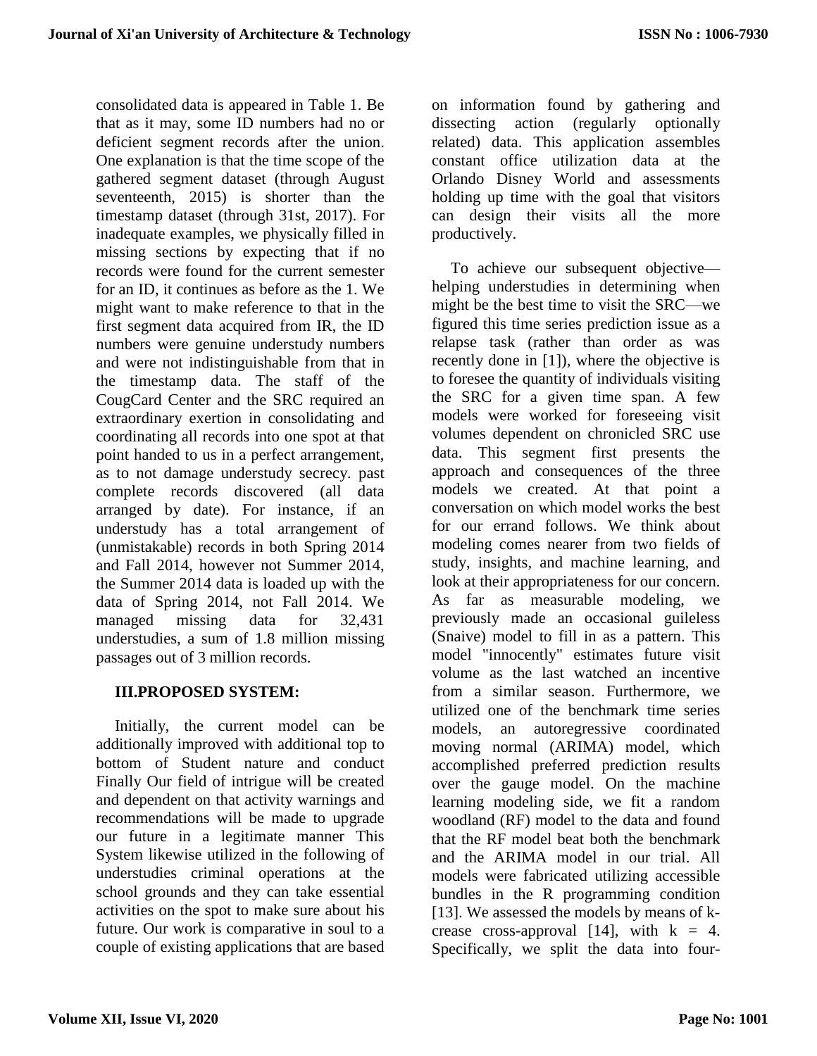consolidated data is appeared in Table 1. Be that as it may, some ID numbers had no or deficient segment records after the union. One explanation is that the time scope of the gathered segment dataset (through August seventeenth, 2015) is shorter than the timestamp dataset (through 31st, 2017). For inadequate examples, we physically filled in missing sections by expecting that if no records were found for the current semester for an ID, it continues as before as the 1. We might want to make reference to that in the first segment data acquired from IR, the ID numbers were genuine understudy numbers and were not indistinguishable from that in the timestamp data. The staff of the CougCard Center and the SRC required an extraordinary exertion in consolidating and coordinating all records into one spot at that point handed to us in a perfect arrangement, as to not damage understudy secrecy. past complete records discovered (all data arranged by date). For instance, if an understudy has a total arrangement of (unmistakable) records in both Spring 2014 and Fall 2014, however not Summer 2014, the Summer 2014 data is loaded up with the data of Spring 2014, not Fall 2014. We managed missing data for 32,431 understudies, a sum of 1.8 million missing passages out of 3 million records.

## III.PROPOSED SYSTEM:

Initially, the current model can be additionally improved with additional top to bottom of Student nature and conduct Finally Our field of intrigue will be created and dependent on that activity warnings and recommendations will be made to upgrade our future in a legitimate manner This System likewise utilized in the following of understudies criminal operations at the school grounds and they can take essential activities on the spot to make sure about his future. Our work is comparative in soul to a couple of existing applications that are based on information found by gathering and dissecting action (regularly optionally related) data. This application assembles constant office utilization data at the Orlando Disney World and assessments holding up time with the goal that visitors can design their visits all the more productively.

To achieve our subsequent objective—helping understudies in determining when might be the best time to visit the SRC—we figured this time series prediction issue as a relapse task (rather than order as was recently done in [1]), where the objective is to foresee the quantity of individuals visiting the SRC for a given time span. A few models were worked for foreseeing visit volumes dependent on chronicled SRC use data. This segment first presents the approach and consequences of the three models we created. At that point a conversation on which model works the best for our errand follows. We think about modeling comes nearer from two fields of study, insights, and machine learning, and look at their appropriateness for our concern. As far as measurable modeling, we previously made an occasional guileless (Snaive) model to fill in as a pattern. This model "innocently" estimates future visit volume as the last watched an incentive from a similar season. Furthermore, we utilized one of the benchmark time series models, an autoregressive coordinated moving normal (ARIMA) model, which accomplished preferred prediction results over the gauge model. On the machine learning modeling side, we fit a random woodland (RF) model to the data and found that the RF model beat both the benchmark and the ARIMA model in our trial. All models were fabricated utilizing accessible bundles in the R programming condition [13]. We assessed the models by means of k-crease cross-approval [14], with k = 4. Specifically, we split the data into four-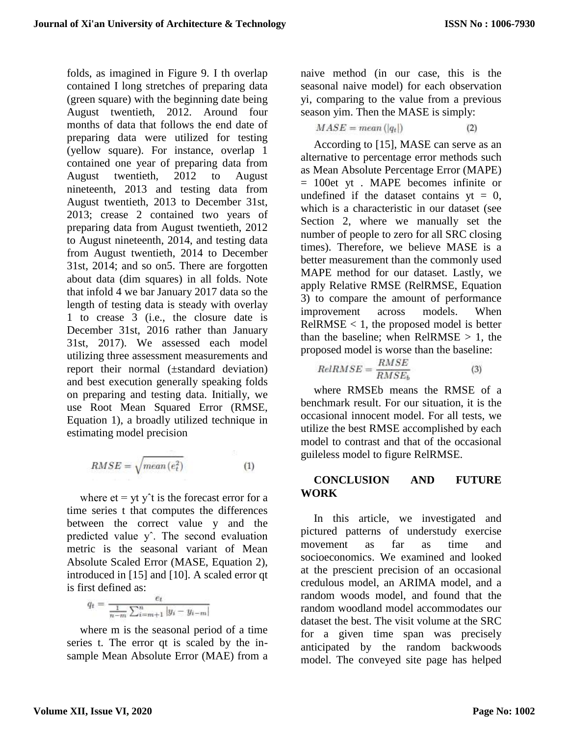folds, as imagined in Figure 9. I th overlap contained I long stretches of preparing data (green square) with the beginning date being August twentieth, 2012. Around four months of data that follows the end date of preparing data were utilized for testing (yellow square). For instance, overlap 1 contained one year of preparing data from August twentieth, 2012 to August nineteenth, 2013 and testing data from August twentieth, 2013 to December 31st, 2013; crease 2 contained two years of preparing data from August twentieth, 2012 to August nineteenth, 2014, and testing data from August twentieth, 2014 to December 31st, 2014; and so on5. There are forgotten about data (dim squares) in all folds. Note that infold 4 we bar January 2017 data so the length of testing data is steady with overlay 1 to crease 3 (i.e., the closure date is December 31st, 2016 rather than January 31st, 2017). We assessed each model utilizing three assessment measurements and report their normal (±standard deviation) and best execution generally speaking folds on preparing and testing data. Initially, we use Root Mean Squared Error (RMSE, Equation 1), a broadly utilized technique in estimating model precision

$$RMSE = \sqrt{mean\left(e_t^2\right)} \qquad (1)$$

where et = yt yˆt is the forecast error for a time series t that computes the differences between the correct value y and the predicted value yˆ. The second evaluation metric is the seasonal variant of Mean Absolute Scaled Error (MASE, Equation 2), introduced in [15] and [10]. A scaled error qt is first defined as:

$$q_t = \frac{e_t}{\frac{1}{n-m}\sum_{i=m+1}^{n}|y_i - y_{i-m}|}$$

where m is the seasonal period of a time series t. The error qt is scaled by the in-sample Mean Absolute Error (MAE) from a naive method (in our case, this is the seasonal naive model) for each observation yi, comparing to the value from a previous season yim. Then the MASE is simply:

$$MASE = mean\left(|q_t|\right) \qquad (2)$$

According to [15], MASE can serve as an alternative to percentage error methods such as Mean Absolute Percentage Error (MAPE) = 100et yt . MAPE becomes infinite or undefined if the dataset contains yt = 0, which is a characteristic in our dataset (see Section 2, where we manually set the number of people to zero for all SRC closing times). Therefore, we believe MASE is a better measurement than the commonly used MAPE method for our dataset. Lastly, we apply Relative RMSE (RelRMSE, Equation 3) to compare the amount of performance improvement across models. When RelRMSE < 1, the proposed model is better than the baseline; when RelRMSE > 1, the proposed model is worse than the baseline:

$$RelRMSE = \frac{RMSE}{RMSE_b} \qquad (3)$$

where RMSEb means the RMSE of a benchmark result. For our situation, it is the occasional innocent model. For all tests, we utilize the best RMSE accomplished by each model to contrast and that of the occasional guileless model to figure RelRMSE.

## CONCLUSION AND FUTURE WORK

In this article, we investigated and pictured patterns of understudy exercise movement as far as time and socioeconomics. We examined and looked at the prescient precision of an occasional credulous model, an ARIMA model, and a random woods model, and found that the random woodland model accommodates our dataset the best. The visit volume at the SRC for a given time span was precisely anticipated by the random backwoods model. The conveyed site page has helped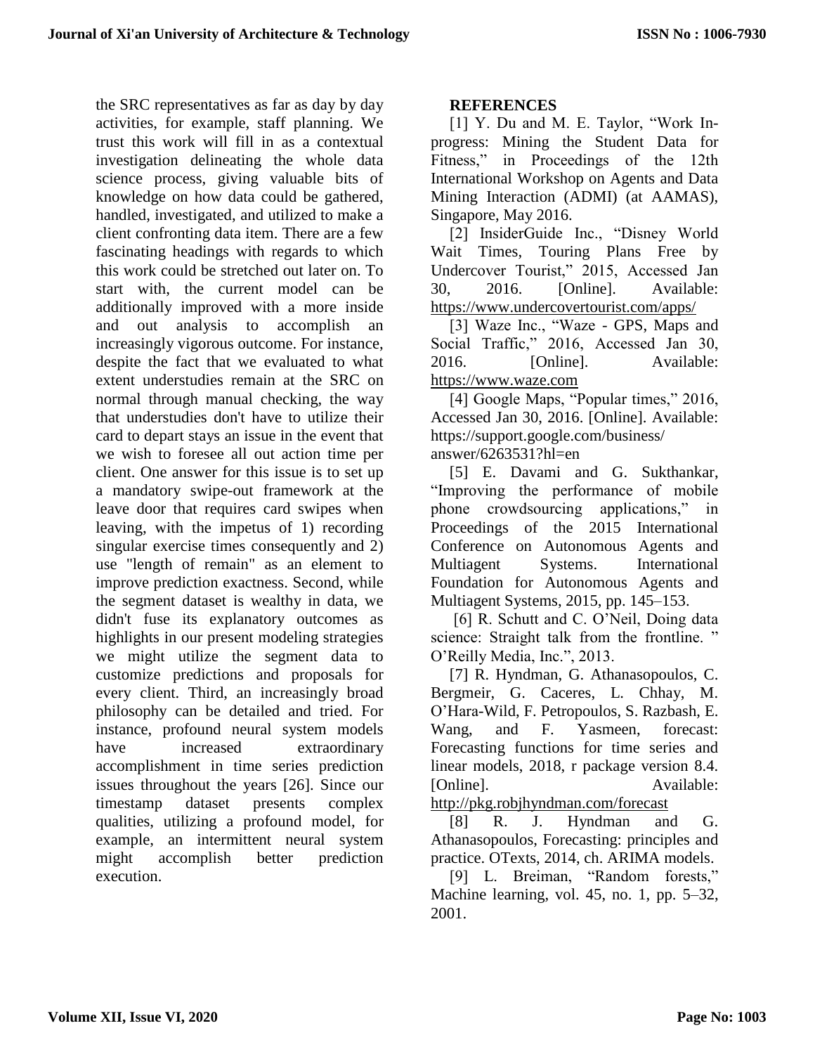the SRC representatives as far as day by day activities, for example, staff planning. We trust this work will fill in as a contextual investigation delineating the whole data science process, giving valuable bits of knowledge on how data could be gathered, handled, investigated, and utilized to make a client confronting data item. There are a few fascinating headings with regards to which this work could be stretched out later on. To start with, the current model can be additionally improved with a more inside and out analysis to accomplish an increasingly vigorous outcome. For instance, despite the fact that we evaluated to what extent understudies remain at the SRC on normal through manual checking, the way that understudies don't have to utilize their card to depart stays an issue in the event that we wish to foresee all out action time per client. One answer for this issue is to set up a mandatory swipe-out framework at the leave door that requires card swipes when leaving, with the impetus of 1) recording singular exercise times consequently and 2) use "length of remain" as an element to improve prediction exactness. Second, while the segment dataset is wealthy in data, we didn't fuse its explanatory outcomes as highlights in our present modeling strategies we might utilize the segment data to customize predictions and proposals for every client. Third, an increasingly broad philosophy can be detailed and tried. For instance, profound neural system models have increased extraordinary accomplishment in time series prediction issues throughout the years [26]. Since our timestamp dataset presents complex qualities, utilizing a profound model, for example, an intermittent neural system might accomplish better prediction execution.

## REFERENCES

[1] Y. Du and M. E. Taylor, "Work In-progress: Mining the Student Data for Fitness," in Proceedings of the 12th International Workshop on Agents and Data Mining Interaction (ADMI) (at AAMAS), Singapore, May 2016.

[2] InsiderGuide Inc., "Disney World Wait Times, Touring Plans Free by Undercover Tourist," 2015, Accessed Jan 30, 2016. [Online]. Available: https://www.undercovertourist.com/apps/

[3] Waze Inc., "Waze - GPS, Maps and Social Traffic," 2016, Accessed Jan 30, 2016. [Online]. Available: https://www.waze.com

[4] Google Maps, "Popular times," 2016, Accessed Jan 30, 2016. [Online]. Available: https://support.google.com/business/answer/6263531?hl=en

[5] E. Davami and G. Sukthankar, "Improving the performance of mobile phone crowdsourcing applications," in Proceedings of the 2015 International Conference on Autonomous Agents and Multiagent Systems. International Foundation for Autonomous Agents and Multiagent Systems, 2015, pp. 145–153.

[6] R. Schutt and C. O'Neil, Doing data science: Straight talk from the frontline. " O'Reilly Media, Inc.", 2013.

[7] R. Hyndman, G. Athanasopoulos, C. Bergmeir, G. Caceres, L. Chhay, M. O'Hara-Wild, F. Petropoulos, S. Razbash, E. Wang, and F. Yasmeen, forecast: Forecasting functions for time series and linear models, 2018, r package version 8.4. [Online]. Available: http://pkg.robjhyndman.com/forecast

[8] R. J. Hyndman and G. Athanasopoulos, Forecasting: principles and practice. OTexts, 2014, ch. ARIMA models.

[9] L. Breiman, "Random forests," Machine learning, vol. 45, no. 1, pp. 5–32, 2001.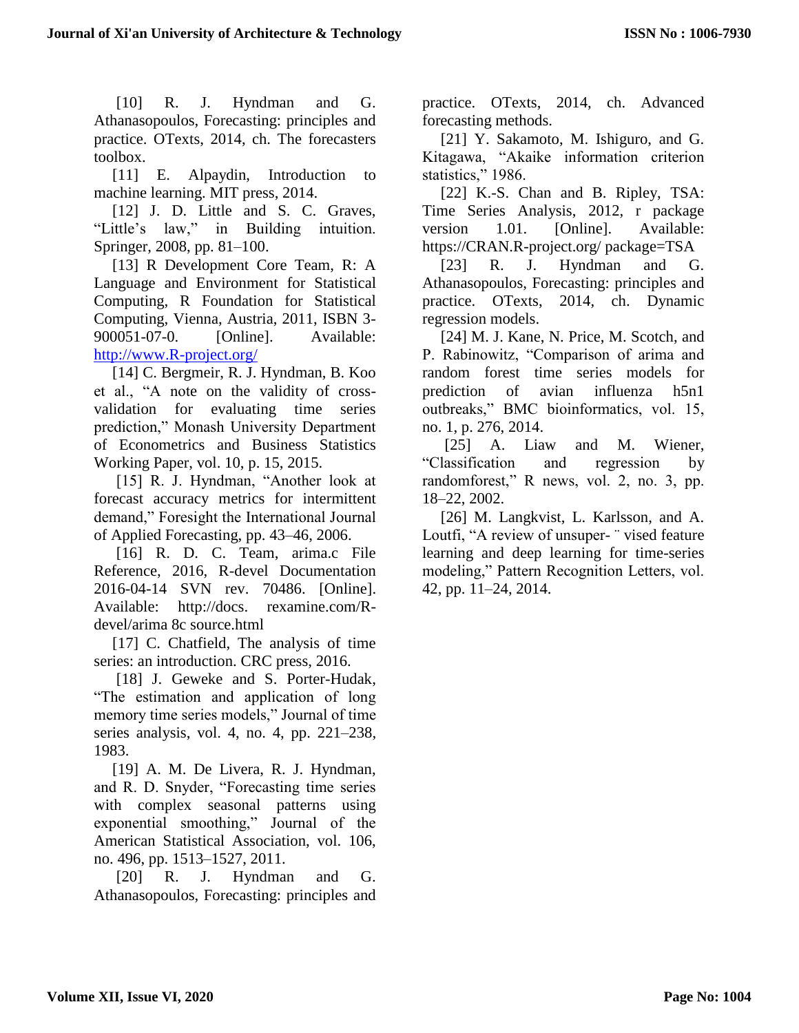[10] R. J. Hyndman and G. Athanasopoulos, Forecasting: principles and practice. OTexts, 2014, ch. The forecasters toolbox.

[11] E. Alpaydin, Introduction to machine learning. MIT press, 2014.

[12] J. D. Little and S. C. Graves, "Little's law," in Building intuition. Springer, 2008, pp. 81–100.

[13] R Development Core Team, R: A Language and Environment for Statistical Computing, R Foundation for Statistical Computing, Vienna, Austria, 2011, ISBN 3-900051-07-0. [Online]. Available: http://www.R-project.org/

[14] C. Bergmeir, R. J. Hyndman, B. Koo et al., "A note on the validity of cross-validation for evaluating time series prediction," Monash University Department of Econometrics and Business Statistics Working Paper, vol. 10, p. 15, 2015.

[15] R. J. Hyndman, "Another look at forecast accuracy metrics for intermittent demand," Foresight the International Journal of Applied Forecasting, pp. 43–46, 2006.

[16] R. D. C. Team, arima.c File Reference, 2016, R-devel Documentation 2016-04-14 SVN rev. 70486. [Online]. Available: http://docs. rexamine.com/R-devel/arima 8c source.html

[17] C. Chatfield, The analysis of time series: an introduction. CRC press, 2016.

[18] J. Geweke and S. Porter-Hudak, "The estimation and application of long memory time series models," Journal of time series analysis, vol. 4, no. 4, pp. 221–238, 1983.

[19] A. M. De Livera, R. J. Hyndman, and R. D. Snyder, "Forecasting time series with complex seasonal patterns using exponential smoothing," Journal of the American Statistical Association, vol. 106, no. 496, pp. 1513–1527, 2011.

[20] R. J. Hyndman and G. Athanasopoulos, Forecasting: principles and practice. OTexts, 2014, ch. Advanced forecasting methods.

[21] Y. Sakamoto, M. Ishiguro, and G. Kitagawa, "Akaike information criterion statistics," 1986.

[22] K.-S. Chan and B. Ripley, TSA: Time Series Analysis, 2012, r package version 1.01. [Online]. Available: https://CRAN.R-project.org/ package=TSA

[23] R. J. Hyndman and G. Athanasopoulos, Forecasting: principles and practice. OTexts, 2014, ch. Dynamic regression models.

[24] M. J. Kane, N. Price, M. Scotch, and P. Rabinowitz, "Comparison of arima and random forest time series models for prediction of avian influenza h5n1 outbreaks," BMC bioinformatics, vol. 15, no. 1, p. 276, 2014.

[25] A. Liaw and M. Wiener, "Classification and regression by randomforest," R news, vol. 2, no. 3, pp. 18–22, 2002.

[26] M. Langkvist, L. Karlsson, and A. Loutfi, "A review of unsuper- ¨ vised feature learning and deep learning for time-series modeling," Pattern Recognition Letters, vol. 42, pp. 11–24, 2014.